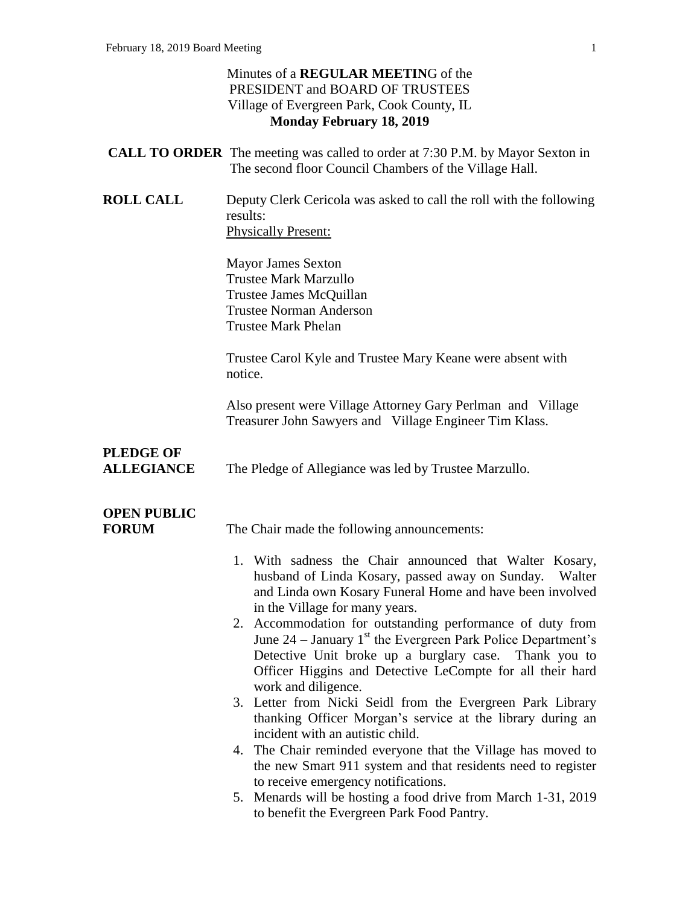Minutes of a **REGULAR MEETIN**G of the
PRESIDENT and BOARD OF TRUSTEES
Village of Evergreen Park, Cook County, IL
**Monday February 18, 2019**

**CALL TO ORDER** The meeting was called to order at 7:30 P.M. by Mayor Sexton in The second floor Council Chambers of the Village Hall.

**ROLL CALL** Deputy Clerk Cericola was asked to call the roll with the following results:

Physically Present:

Mayor James Sexton
Trustee Mark Marzullo
Trustee James McQuillan
Trustee Norman Anderson
Trustee Mark Phelan

Trustee Carol Kyle and Trustee Mary Keane were absent with notice.

Also present were Village Attorney Gary Perlman and Village Treasurer John Sawyers and Village Engineer Tim Klass.

**PLEDGE OF ALLEGIANCE** The Pledge of Allegiance was led by Trustee Marzullo.

**OPEN PUBLIC FORUM** The Chair made the following announcements:

1. With sadness the Chair announced that Walter Kosary, husband of Linda Kosary, passed away on Sunday. Walter and Linda own Kosary Funeral Home and have been involved in the Village for many years.
2. Accommodation for outstanding performance of duty from June 24 – January 1st the Evergreen Park Police Department's Detective Unit broke up a burglary case. Thank you to Officer Higgins and Detective LeCompte for all their hard work and diligence.
3. Letter from Nicki Seidl from the Evergreen Park Library thanking Officer Morgan's service at the library during an incident with an autistic child.
4. The Chair reminded everyone that the Village has moved to the new Smart 911 system and that residents need to register to receive emergency notifications.
5. Menards will be hosting a food drive from March 1-31, 2019 to benefit the Evergreen Park Food Pantry.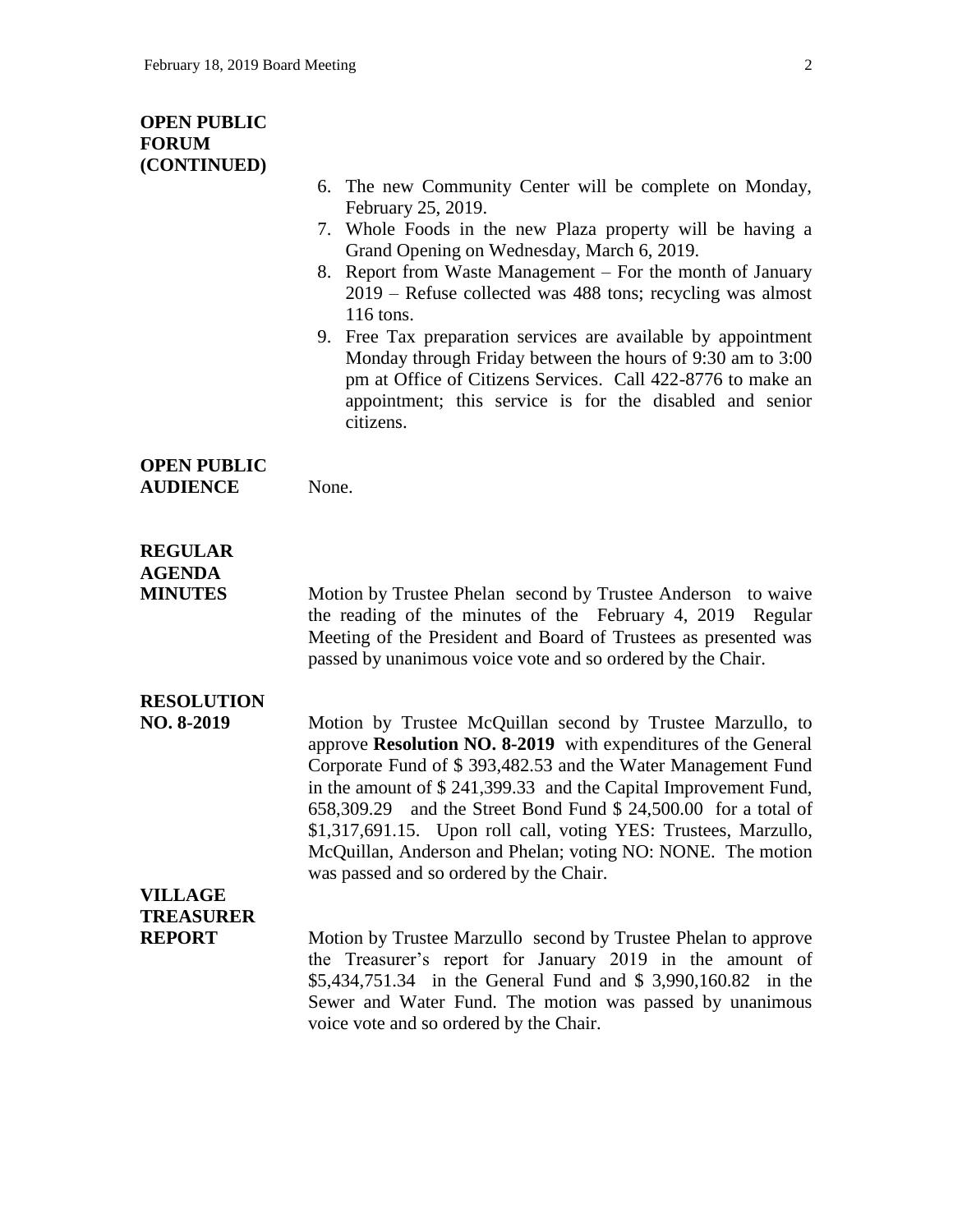**OPEN PUBLIC FORUM (CONTINUED)**

6. The new Community Center will be complete on Monday, February 25, 2019.
7. Whole Foods in the new Plaza property will be having a Grand Opening on Wednesday, March 6, 2019.
8. Report from Waste Management – For the month of January 2019 – Refuse collected was 488 tons; recycling was almost 116 tons.
9. Free Tax preparation services are available by appointment Monday through Friday between the hours of 9:30 am to 3:00 pm at Office of Citizens Services. Call 422-8776 to make an appointment; this service is for the disabled and senior citizens.

**OPEN PUBLIC AUDIENCE**

None.

**REGULAR AGENDA MINUTES**

Motion by Trustee Phelan second by Trustee Anderson to waive the reading of the minutes of the February 4, 2019 Regular Meeting of the President and Board of Trustees as presented was passed by unanimous voice vote and so ordered by the Chair.

**RESOLUTION NO. 8-2019**

Motion by Trustee McQuillan second by Trustee Marzullo, to approve **Resolution NO. 8-2019** with expenditures of the General Corporate Fund of $ 393,482.53 and the Water Management Fund in the amount of $ 241,399.33 and the Capital Improvement Fund, 658,309.29 and the Street Bond Fund $ 24,500.00 for a total of $1,317,691.15. Upon roll call, voting YES: Trustees, Marzullo, McQuillan, Anderson and Phelan; voting NO: NONE. The motion was passed and so ordered by the Chair.

**VILLAGE TREASURER REPORT**

Motion by Trustee Marzullo second by Trustee Phelan to approve the Treasurer's report for January 2019 in the amount of $5,434,751.34 in the General Fund and $ 3,990,160.82 in the Sewer and Water Fund. The motion was passed by unanimous voice vote and so ordered by the Chair.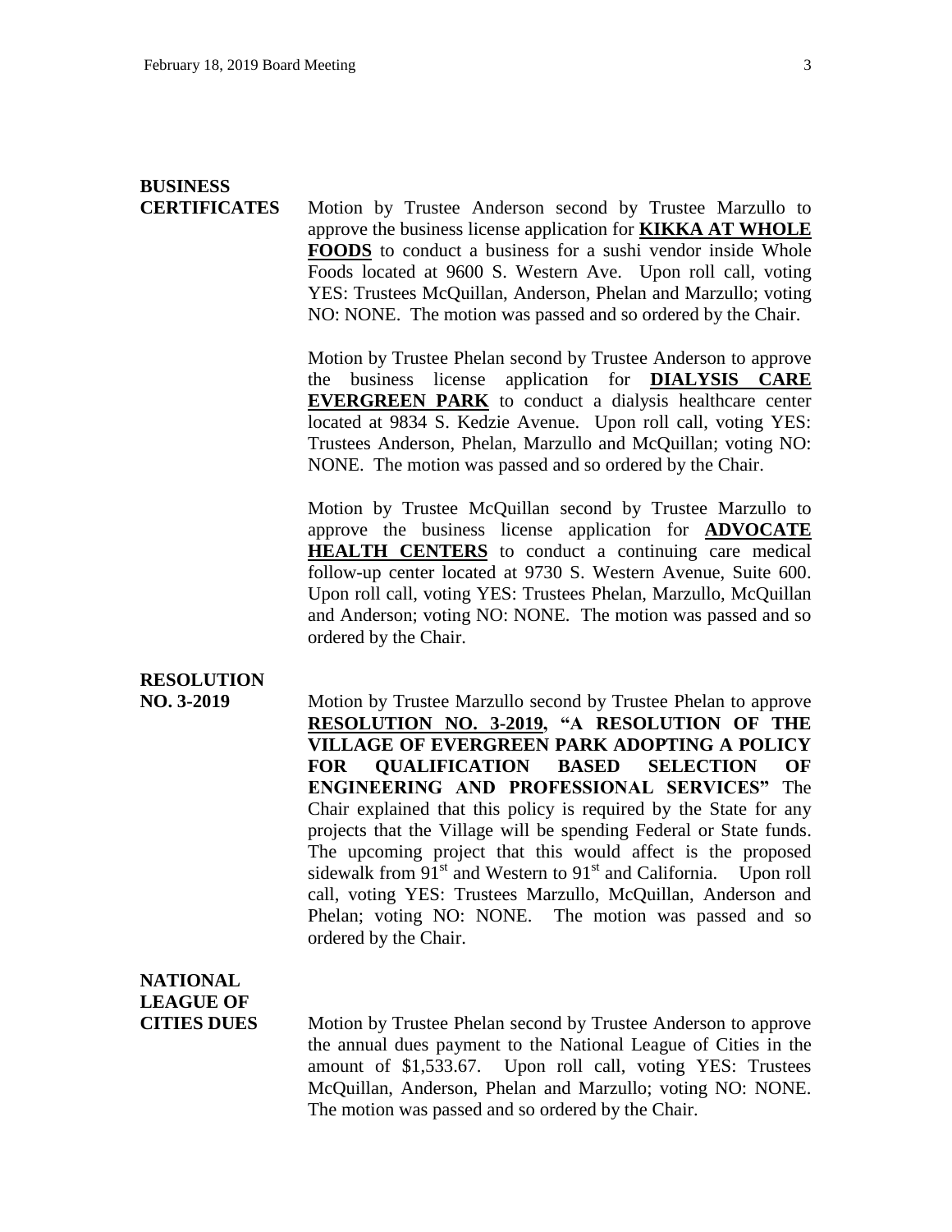**BUSINESS CERTIFICATES**

Motion by Trustee Anderson second by Trustee Marzullo to approve the business license application for **KIKKA AT WHOLE FOODS** to conduct a business for a sushi vendor inside Whole Foods located at 9600 S. Western Ave. Upon roll call, voting YES: Trustees McQuillan, Anderson, Phelan and Marzullo; voting NO: NONE. The motion was passed and so ordered by the Chair.

Motion by Trustee Phelan second by Trustee Anderson to approve the business license application for **DIALYSIS CARE EVERGREEN PARK** to conduct a dialysis healthcare center located at 9834 S. Kedzie Avenue. Upon roll call, voting YES: Trustees Anderson, Phelan, Marzullo and McQuillan; voting NO: NONE. The motion was passed and so ordered by the Chair.

Motion by Trustee McQuillan second by Trustee Marzullo to approve the business license application for **ADVOCATE HEALTH CENTERS** to conduct a continuing care medical follow-up center located at 9730 S. Western Avenue, Suite 600. Upon roll call, voting YES: Trustees Phelan, Marzullo, McQuillan and Anderson; voting NO: NONE. The motion was passed and so ordered by the Chair.

**RESOLUTION NO. 3-2019**

Motion by Trustee Marzullo second by Trustee Phelan to approve **RESOLUTION NO. 3-2019, "A RESOLUTION OF THE VILLAGE OF EVERGREEN PARK ADOPTING A POLICY FOR QUALIFICATION BASED SELECTION OF ENGINEERING AND PROFESSIONAL SERVICES"** The Chair explained that this policy is required by the State for any projects that the Village will be spending Federal or State funds. The upcoming project that this would affect is the proposed sidewalk from 91st and Western to 91st and California. Upon roll call, voting YES: Trustees Marzullo, McQuillan, Anderson and Phelan; voting NO: NONE. The motion was passed and so ordered by the Chair.

**NATIONAL LEAGUE OF CITIES DUES**

Motion by Trustee Phelan second by Trustee Anderson to approve the annual dues payment to the National League of Cities in the amount of $1,533.67. Upon roll call, voting YES: Trustees McQuillan, Anderson, Phelan and Marzullo; voting NO: NONE. The motion was passed and so ordered by the Chair.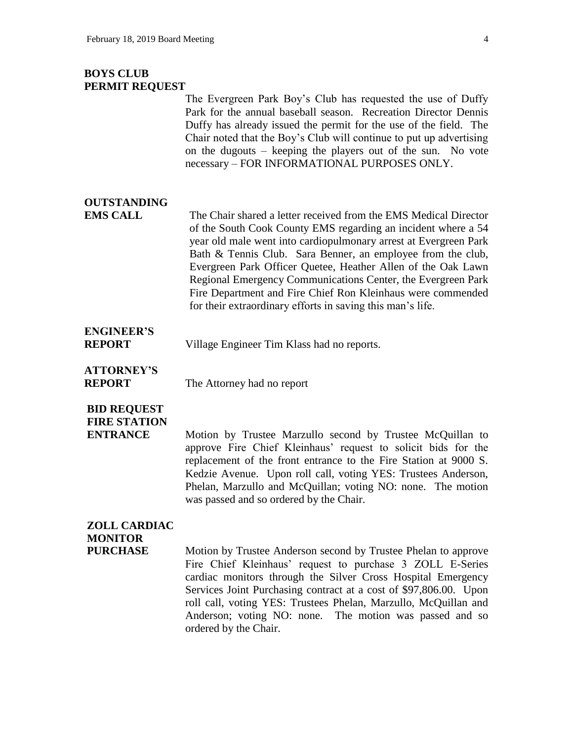**BOYS CLUB PERMIT REQUEST**

The Evergreen Park Boy's Club has requested the use of Duffy Park for the annual baseball season. Recreation Director Dennis Duffy has already issued the permit for the use of the field. The Chair noted that the Boy's Club will continue to put up advertising on the dugouts – keeping the players out of the sun. No vote necessary – FOR INFORMATIONAL PURPOSES ONLY.

**OUTSTANDING EMS CALL**

The Chair shared a letter received from the EMS Medical Director of the South Cook County EMS regarding an incident where a 54 year old male went into cardiopulmonary arrest at Evergreen Park Bath & Tennis Club. Sara Benner, an employee from the club, Evergreen Park Officer Quetee, Heather Allen of the Oak Lawn Regional Emergency Communications Center, the Evergreen Park Fire Department and Fire Chief Ron Kleinhaus were commended for their extraordinary efforts in saving this man's life.

**ENGINEER'S REPORT**

Village Engineer Tim Klass had no reports.

**ATTORNEY'S REPORT**

The Attorney had no report

**BID REQUEST FIRE STATION ENTRANCE**

Motion by Trustee Marzullo second by Trustee McQuillan to approve Fire Chief Kleinhaus' request to solicit bids for the replacement of the front entrance to the Fire Station at 9000 S. Kedzie Avenue. Upon roll call, voting YES: Trustees Anderson, Phelan, Marzullo and McQuillan; voting NO: none. The motion was passed and so ordered by the Chair.

**ZOLL CARDIAC MONITOR PURCHASE**

Motion by Trustee Anderson second by Trustee Phelan to approve Fire Chief Kleinhaus' request to purchase 3 ZOLL E-Series cardiac monitors through the Silver Cross Hospital Emergency Services Joint Purchasing contract at a cost of $97,806.00. Upon roll call, voting YES: Trustees Phelan, Marzullo, McQuillan and Anderson; voting NO: none. The motion was passed and so ordered by the Chair.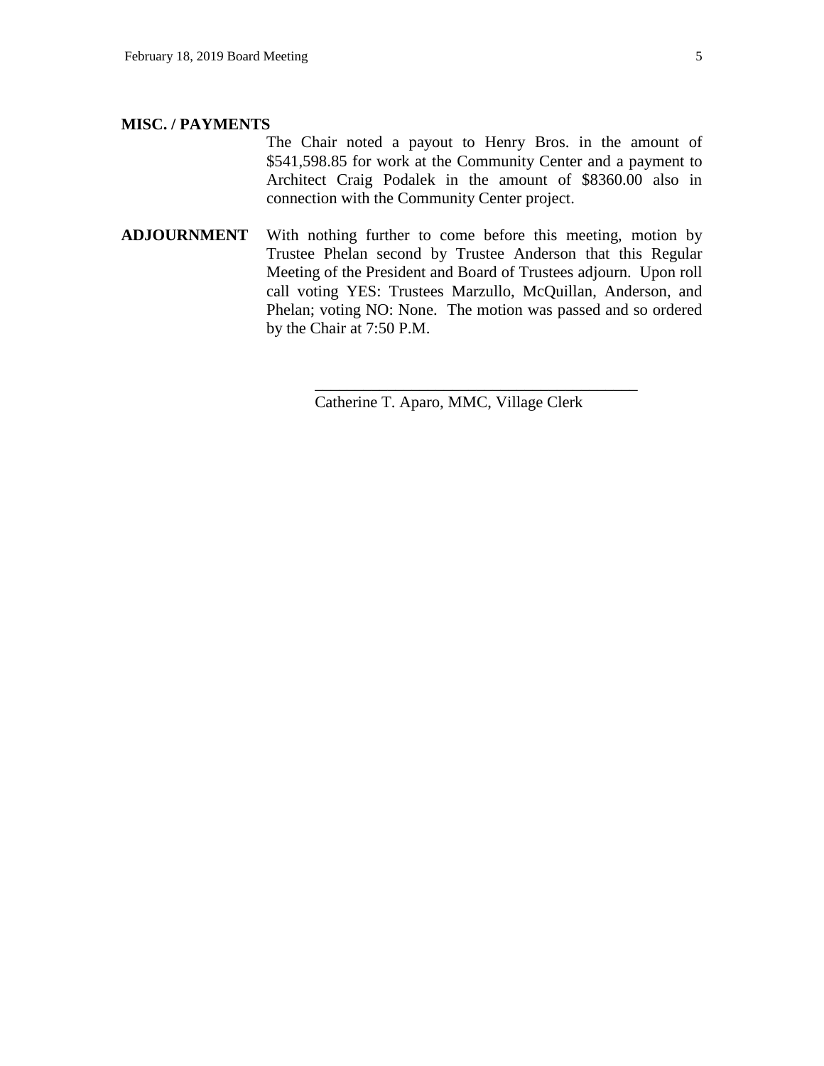**MISC. / PAYMENTS**

The Chair noted a payout to Henry Bros. in the amount of $541,598.85 for work at the Community Center and a payment to Architect Craig Podalek in the amount of $8360.00 also in connection with the Community Center project.

**ADJOURNMENT** With nothing further to come before this meeting, motion by Trustee Phelan second by Trustee Anderson that this Regular Meeting of the President and Board of Trustees adjourn. Upon roll call voting YES: Trustees Marzullo, McQuillan, Anderson, and Phelan; voting NO: None. The motion was passed and so ordered by the Chair at 7:50 P.M.

\_\_\_\_\_\_\_\_\_\_\_\_\_\_\_\_\_\_\_\_\_\_\_\_\_\_\_\_\_\_\_\_\_\_\_\_\_\_\_\_

Catherine T. Aparo, MMC, Village Clerk